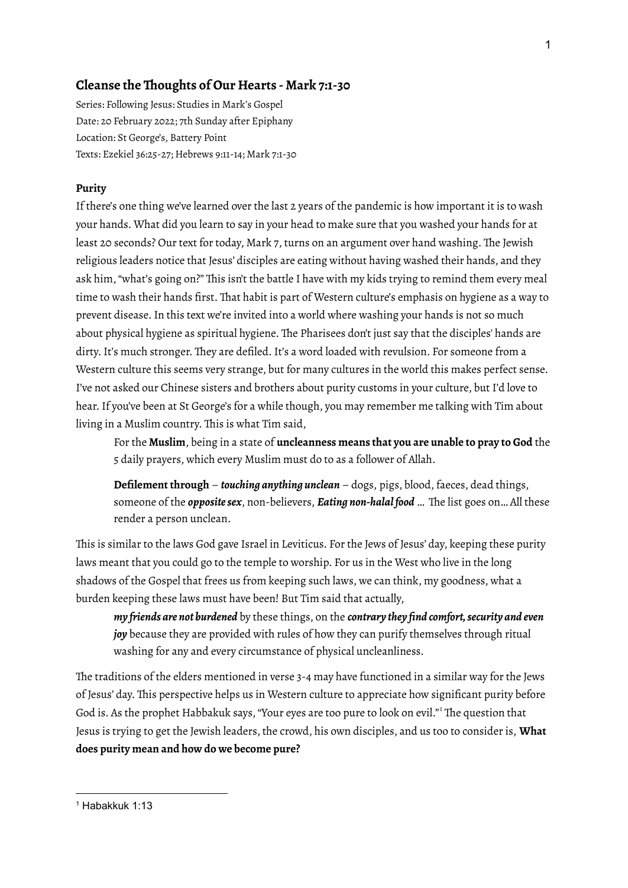## Cleanse the Thoughts of Our Hearts - Mark 7:1-30

Series: Following Jesus: Studies in Mark's Gospel
Date: 20 February 2022; 7th Sunday after Epiphany
Location: St George's, Battery Point
Texts: Ezekiel 36:25-27; Hebrews 9:11-14; Mark 7:1-30

### Purity

If there's one thing we've learned over the last 2 years of the pandemic is how important it is to wash your hands. What did you learn to say in your head to make sure that you washed your hands for at least 20 seconds? Our text for today, Mark 7, turns on an argument over hand washing. The Jewish religious leaders notice that Jesus' disciples are eating without having washed their hands, and they ask him, "what's going on?" This isn't the battle I have with my kids trying to remind them every meal time to wash their hands first. That habit is part of Western culture's emphasis on hygiene as a way to prevent disease. In this text we're invited into a world where washing your hands is not so much about physical hygiene as spiritual hygiene. The Pharisees don't just say that the disciples' hands are dirty. It's much stronger. They are defiled. It's a word loaded with revulsion. For someone from a Western culture this seems very strange, but for many cultures in the world this makes perfect sense. I've not asked our Chinese sisters and brothers about purity customs in your culture, but I'd love to hear. If you've been at St George's for a while though, you may remember me talking with Tim about living in a Muslim country. This is what Tim said,

> For the **Muslim**, being in a state of **uncleanness means that you are unable to pray to God** the 5 daily prayers, which every Muslim must do to as a follower of Allah.
>
> **Defilement through** – ***touching anything unclean*** – dogs, pigs, blood, faeces, dead things, someone of the ***opposite sex***, non-believers, ***Eating non-halal food*** … The list goes on… All these render a person unclean.

This is similar to the laws God gave Israel in Leviticus. For the Jews of Jesus' day, keeping these purity laws meant that you could go to the temple to worship. For us in the West who live in the long shadows of the Gospel that frees us from keeping such laws, we can think, my goodness, what a burden keeping these laws must have been! But Tim said that actually,

> ***my friends are not burdened*** by these things, on the ***contrary they find comfort, security and even joy*** because they are provided with rules of how they can purify themselves through ritual washing for any and every circumstance of physical uncleanliness.

The traditions of the elders mentioned in verse 3-4 may have functioned in a similar way for the Jews of Jesus' day. This perspective helps us in Western culture to appreciate how significant purity before God is. As the prophet Habbakuk says, "Your eyes are too pure to look on evil."[1] The question that Jesus is trying to get the Jewish leaders, the crowd, his own disciples, and us too to consider is, **What does purity mean and how do we become pure?**

[1] Habakkuk 1:13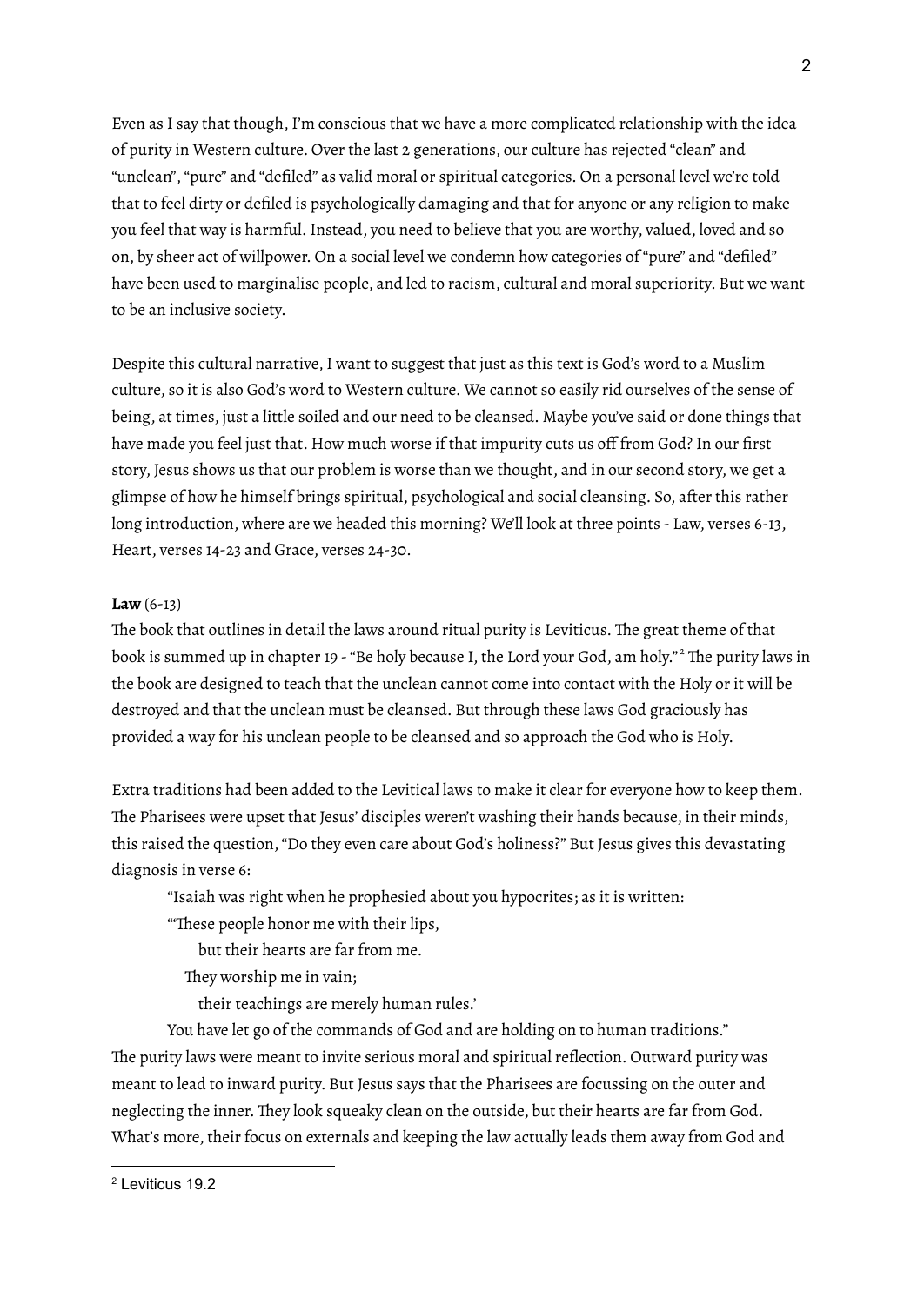Even as I say that though, I'm conscious that we have a more complicated relationship with the idea of purity in Western culture. Over the last 2 generations, our culture has rejected "clean" and "unclean", "pure" and "defiled" as valid moral or spiritual categories. On a personal level we're told that to feel dirty or defiled is psychologically damaging and that for anyone or any religion to make you feel that way is harmful. Instead, you need to believe that you are worthy, valued, loved and so on, by sheer act of willpower. On a social level we condemn how categories of "pure" and "defiled" have been used to marginalise people, and led to racism, cultural and moral superiority. But we want to be an inclusive society.

Despite this cultural narrative, I want to suggest that just as this text is God's word to a Muslim culture, so it is also God's word to Western culture. We cannot so easily rid ourselves of the sense of being, at times, just a little soiled and our need to be cleansed. Maybe you've said or done things that have made you feel just that. How much worse if that impurity cuts us off from God? In our first story, Jesus shows us that our problem is worse than we thought, and in our second story, we get a glimpse of how he himself brings spiritual, psychological and social cleansing. So, after this rather long introduction, where are we headed this morning? We'll look at three points - Law, verses 6-13, Heart, verses 14-23 and Grace, verses 24-30.

**Law** (6-13)

The book that outlines in detail the laws around ritual purity is Leviticus. The great theme of that book is summed up in chapter 19 - "Be holy because I, the Lord your God, am holy."[2] The purity laws in the book are designed to teach that the unclean cannot come into contact with the Holy or it will be destroyed and that the unclean must be cleansed. But through these laws God graciously has provided a way for his unclean people to be cleansed and so approach the God who is Holy.

Extra traditions had been added to the Levitical laws to make it clear for everyone how to keep them. The Pharisees were upset that Jesus' disciples weren't washing their hands because, in their minds, this raised the question, "Do they even care about God's holiness?" But Jesus gives this devastating diagnosis in verse 6:

> "Isaiah was right when he prophesied about you hypocrites; as it is written:
> "'These people honor me with their lips,
> but their hearts are far from me.
> They worship me in vain;
> their teachings are merely human rules.'
> You have let go of the commands of God and are holding on to human traditions."

The purity laws were meant to invite serious moral and spiritual reflection. Outward purity was meant to lead to inward purity. But Jesus says that the Pharisees are focussing on the outer and neglecting the inner. They look squeaky clean on the outside, but their hearts are far from God. What's more, their focus on externals and keeping the law actually leads them away from God and

[2] Leviticus 19.2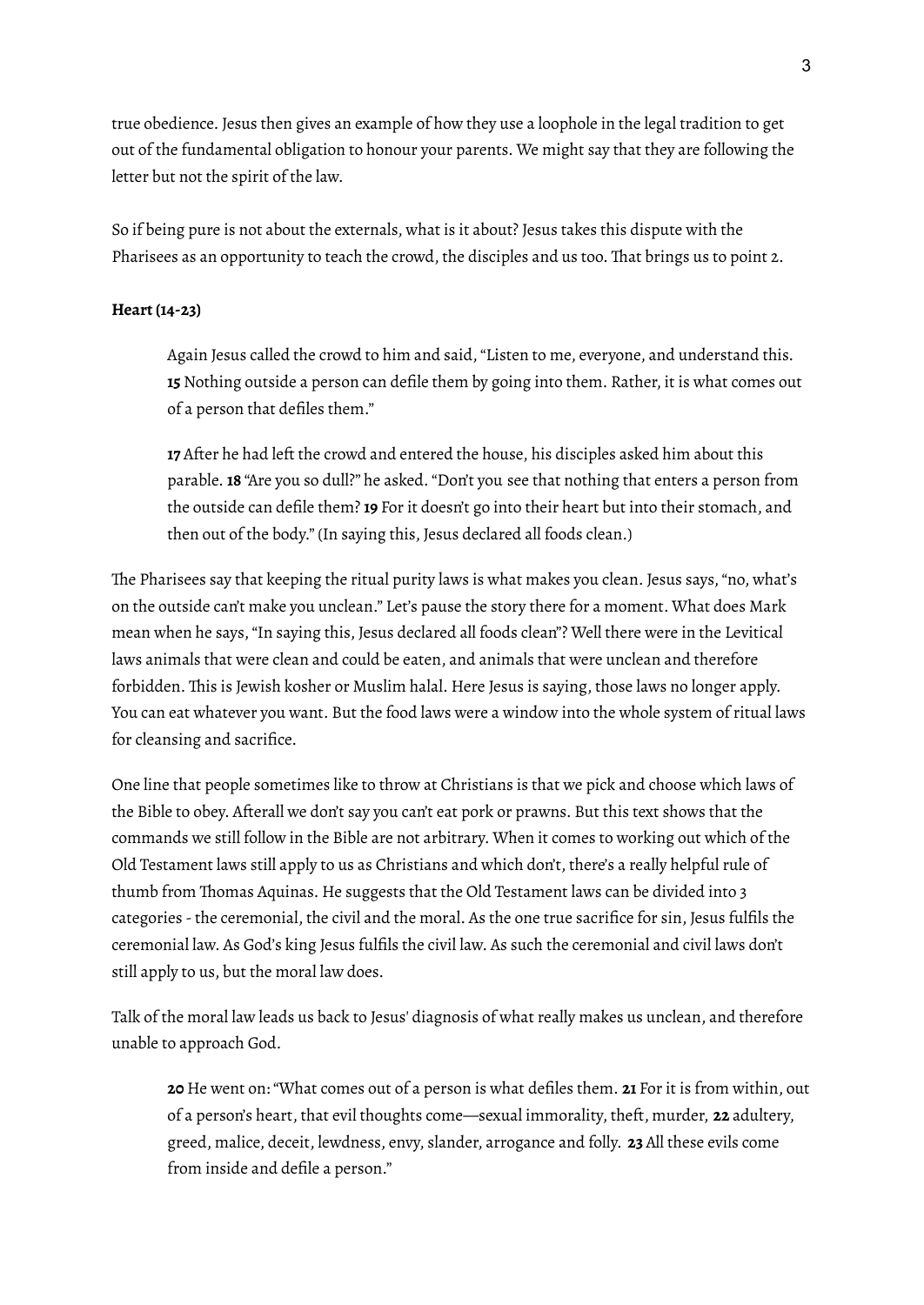true obedience. Jesus then gives an example of how they use a loophole in the legal tradition to get out of the fundamental obligation to honour your parents. We might say that they are following the letter but not the spirit of the law.

So if being pure is not about the externals, what is it about? Jesus takes this dispute with the Pharisees as an opportunity to teach the crowd, the disciples and us too. That brings us to point 2.

**Heart (14-23)**

> Again Jesus called the crowd to him and said, "Listen to me, everyone, and understand this. **15** Nothing outside a person can defile them by going into them. Rather, it is what comes out of a person that defiles them."
>
> **17** After he had left the crowd and entered the house, his disciples asked him about this parable. **18** "Are you so dull?" he asked. "Don't you see that nothing that enters a person from the outside can defile them? **19** For it doesn't go into their heart but into their stomach, and then out of the body." (In saying this, Jesus declared all foods clean.)

The Pharisees say that keeping the ritual purity laws is what makes you clean. Jesus says, "no, what's on the outside can't make you unclean." Let's pause the story there for a moment. What does Mark mean when he says, "In saying this, Jesus declared all foods clean"? Well there were in the Levitical laws animals that were clean and could be eaten, and animals that were unclean and therefore forbidden. This is Jewish kosher or Muslim halal. Here Jesus is saying, those laws no longer apply. You can eat whatever you want. But the food laws were a window into the whole system of ritual laws for cleansing and sacrifice.

One line that people sometimes like to throw at Christians is that we pick and choose which laws of the Bible to obey. Afterall we don't say you can't eat pork or prawns. But this text shows that the commands we still follow in the Bible are not arbitrary. When it comes to working out which of the Old Testament laws still apply to us as Christians and which don't, there's a really helpful rule of thumb from Thomas Aquinas. He suggests that the Old Testament laws can be divided into 3 categories - the ceremonial, the civil and the moral. As the one true sacrifice for sin, Jesus fulfils the ceremonial law. As God's king Jesus fulfils the civil law. As such the ceremonial and civil laws don't still apply to us, but the moral law does.

Talk of the moral law leads us back to Jesus' diagnosis of what really makes us unclean, and therefore unable to approach God.

> **20** He went on: "What comes out of a person is what defiles them. **21** For it is from within, out of a person's heart, that evil thoughts come—sexual immorality, theft, murder, **22** adultery, greed, malice, deceit, lewdness, envy, slander, arrogance and folly. **23** All these evils come from inside and defile a person."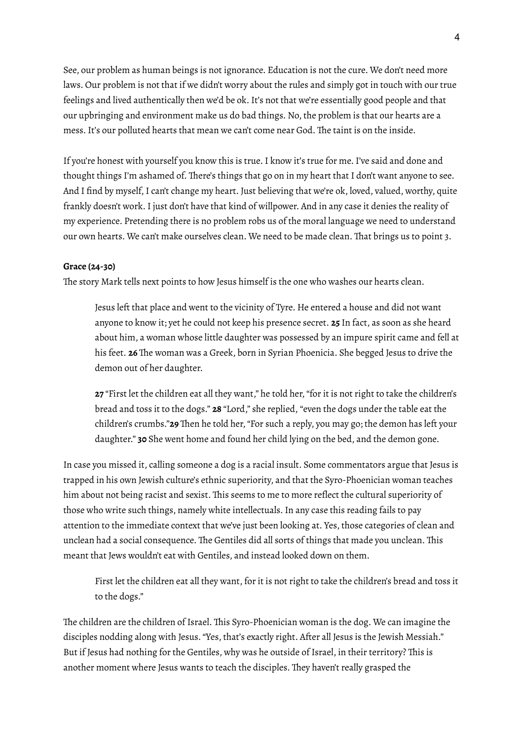See, our problem as human beings is not ignorance. Education is not the cure. We don't need more laws. Our problem is not that if we didn't worry about the rules and simply got in touch with our true feelings and lived authentically then we'd be ok. It's not that we're essentially good people and that our upbringing and environment make us do bad things. No, the problem is that our hearts are a mess. It's our polluted hearts that mean we can't come near God. The taint is on the inside.

If you're honest with yourself you know this is true. I know it's true for me. I've said and done and thought things I'm ashamed of. There's things that go on in my heart that I don't want anyone to see. And I find by myself, I can't change my heart. Just believing that we're ok, loved, valued, worthy, quite frankly doesn't work. I just don't have that kind of willpower. And in any case it denies the reality of my experience. Pretending there is no problem robs us of the moral language we need to understand our own hearts. We can't make ourselves clean. We need to be made clean. That brings us to point 3.

**Grace (24-30)**

The story Mark tells next points to how Jesus himself is the one who washes our hearts clean.

> Jesus left that place and went to the vicinity of Tyre. He entered a house and did not want anyone to know it; yet he could not keep his presence secret. **25** In fact, as soon as she heard about him, a woman whose little daughter was possessed by an impure spirit came and fell at his feet. **26** The woman was a Greek, born in Syrian Phoenicia. She begged Jesus to drive the demon out of her daughter.
>
> **27** "First let the children eat all they want," he told her, "for it is not right to take the children's bread and toss it to the dogs." **28** "Lord," she replied, "even the dogs under the table eat the children's crumbs."**29** Then he told her, "For such a reply, you may go; the demon has left your daughter." **30** She went home and found her child lying on the bed, and the demon gone.

In case you missed it, calling someone a dog is a racial insult. Some commentators argue that Jesus is trapped in his own Jewish culture's ethnic superiority, and that the Syro-Phoenician woman teaches him about not being racist and sexist. This seems to me to more reflect the cultural superiority of those who write such things, namely white intellectuals. In any case this reading fails to pay attention to the immediate context that we've just been looking at. Yes, those categories of clean and unclean had a social consequence. The Gentiles did all sorts of things that made you unclean. This meant that Jews wouldn't eat with Gentiles, and instead looked down on them.

> First let the children eat all they want, for it is not right to take the children's bread and toss it to the dogs."

The children are the children of Israel. This Syro-Phoenician woman is the dog. We can imagine the disciples nodding along with Jesus. "Yes, that's exactly right. After all Jesus is the Jewish Messiah." But if Jesus had nothing for the Gentiles, why was he outside of Israel, in their territory? This is another moment where Jesus wants to teach the disciples. They haven't really grasped the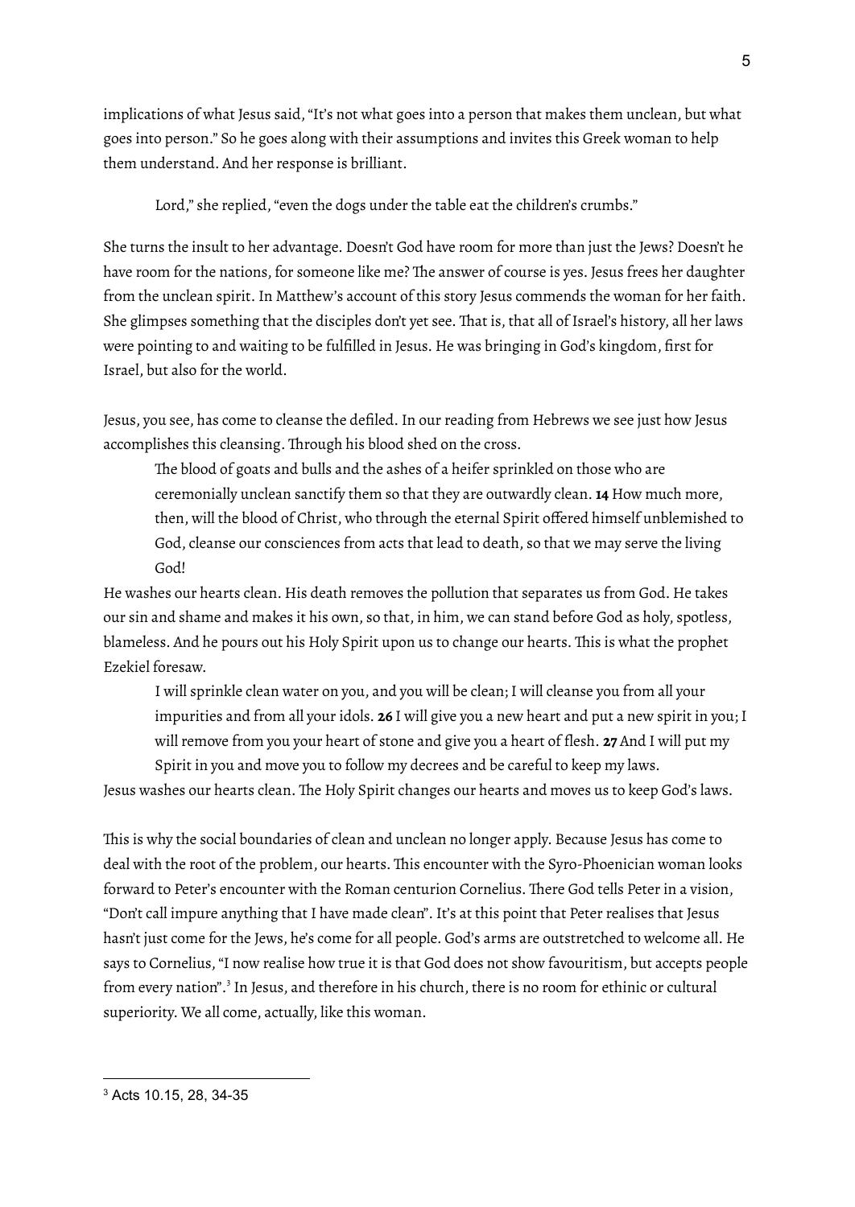implications of what Jesus said, "It's not what goes into a person that makes them unclean, but what goes into person." So he goes along with their assumptions and invites this Greek woman to help them understand. And her response is brilliant.

> Lord," she replied, "even the dogs under the table eat the children's crumbs."

She turns the insult to her advantage. Doesn't God have room for more than just the Jews? Doesn't he have room for the nations, for someone like me? The answer of course is yes. Jesus frees her daughter from the unclean spirit. In Matthew's account of this story Jesus commends the woman for her faith. She glimpses something that the disciples don't yet see. That is, that all of Israel's history, all her laws were pointing to and waiting to be fulfilled in Jesus. He was bringing in God's kingdom, first for Israel, but also for the world.

Jesus, you see, has come to cleanse the defiled. In our reading from Hebrews we see just how Jesus accomplishes this cleansing. Through his blood shed on the cross.

> The blood of goats and bulls and the ashes of a heifer sprinkled on those who are ceremonially unclean sanctify them so that they are outwardly clean. **14** How much more, then, will the blood of Christ, who through the eternal Spirit offered himself unblemished to God, cleanse our consciences from acts that lead to death, so that we may serve the living God!

He washes our hearts clean. His death removes the pollution that separates us from God. He takes our sin and shame and makes it his own, so that, in him, we can stand before God as holy, spotless, blameless. And he pours out his Holy Spirit upon us to change our hearts. This is what the prophet Ezekiel foresaw.

> I will sprinkle clean water on you, and you will be clean; I will cleanse you from all your impurities and from all your idols. **26** I will give you a new heart and put a new spirit in you; I will remove from you your heart of stone and give you a heart of flesh. **27** And I will put my Spirit in you and move you to follow my decrees and be careful to keep my laws.

Jesus washes our hearts clean. The Holy Spirit changes our hearts and moves us to keep God's laws.

This is why the social boundaries of clean and unclean no longer apply. Because Jesus has come to deal with the root of the problem, our hearts. This encounter with the Syro-Phoenician woman looks forward to Peter's encounter with the Roman centurion Cornelius. There God tells Peter in a vision, "Don't call impure anything that I have made clean". It's at this point that Peter realises that Jesus hasn't just come for the Jews, he's come for all people. God's arms are outstretched to welcome all. He says to Cornelius, "I now realise how true it is that God does not show favouritism, but accepts people from every nation".[3] In Jesus, and therefore in his church, there is no room for ethinic or cultural superiority. We all come, actually, like this woman.

---

[3] Acts 10.15, 28, 34-35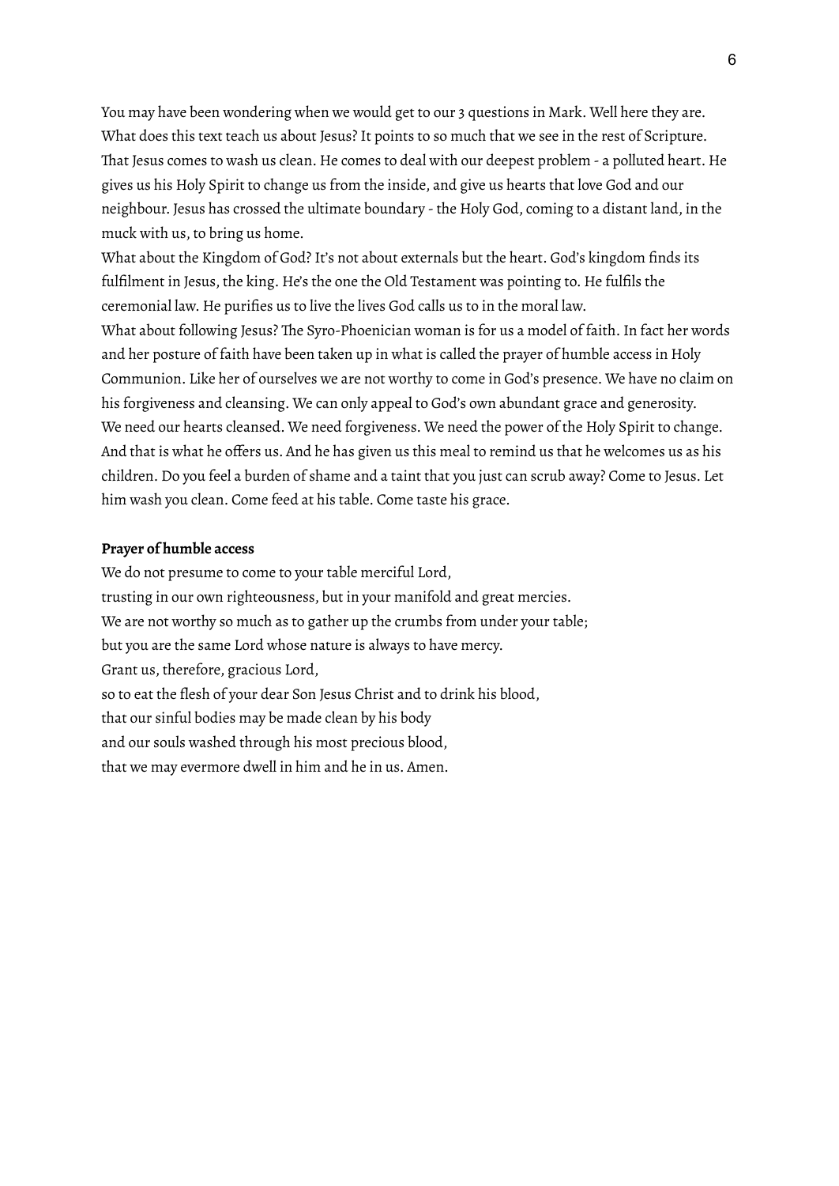You may have been wondering when we would get to our 3 questions in Mark. Well here they are. What does this text teach us about Jesus? It points to so much that we see in the rest of Scripture. That Jesus comes to wash us clean. He comes to deal with our deepest problem - a polluted heart. He gives us his Holy Spirit to change us from the inside, and give us hearts that love God and our neighbour. Jesus has crossed the ultimate boundary - the Holy God, coming to a distant land, in the muck with us, to bring us home.

What about the Kingdom of God? It's not about externals but the heart. God's kingdom finds its fulfilment in Jesus, the king. He's the one the Old Testament was pointing to. He fulfils the ceremonial law. He purifies us to live the lives God calls us to in the moral law.

What about following Jesus? The Syro-Phoenician woman is for us a model of faith. In fact her words and her posture of faith have been taken up in what is called the prayer of humble access in Holy Communion. Like her of ourselves we are not worthy to come in God's presence. We have no claim on his forgiveness and cleansing. We can only appeal to God's own abundant grace and generosity.

We need our hearts cleansed. We need forgiveness. We need the power of the Holy Spirit to change. And that is what he offers us. And he has given us this meal to remind us that he welcomes us as his children. Do you feel a burden of shame and a taint that you just can scrub away? Come to Jesus. Let him wash you clean. Come feed at his table. Come taste his grace.

**Prayer of humble access**

We do not presume to come to your table merciful Lord,
trusting in our own righteousness, but in your manifold and great mercies.
We are not worthy so much as to gather up the crumbs from under your table;
but you are the same Lord whose nature is always to have mercy.
Grant us, therefore, gracious Lord,
so to eat the flesh of your dear Son Jesus Christ and to drink his blood,
that our sinful bodies may be made clean by his body
and our souls washed through his most precious blood,
that we may evermore dwell in him and he in us. Amen.